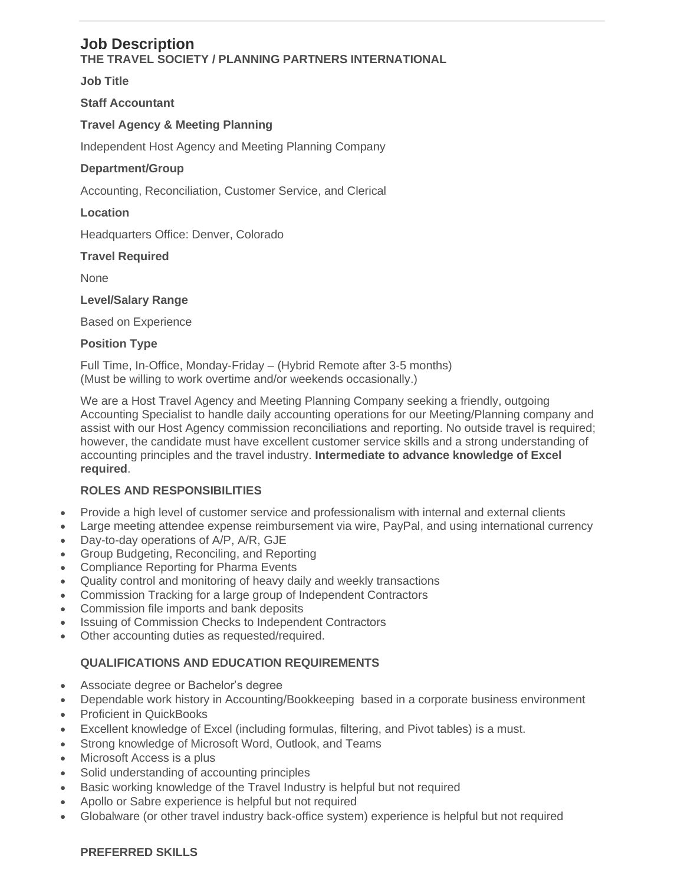# Job Description

**THE TRAVEL SOCIETY / PLANNING PARTNERS INTERNATIONAL**

**Job Title**

**Staff Accountant**

**Travel Agency & Meeting Planning**

Independent Host Agency and Meeting Planning Company

**Department/Group**

Accounting, Reconciliation, Customer Service, and Clerical

**Location**

Headquarters Office: Denver, Colorado

**Travel Required**

None

**Level/Salary Range**

Based on Experience

**Position Type**

Full Time, In-Office, Monday-Friday – (Hybrid Remote after 3-5 months)
(Must be willing to work overtime and/or weekends occasionally.)

We are a Host Travel Agency and Meeting Planning Company seeking a friendly, outgoing Accounting Specialist to handle daily accounting operations for our Meeting/Planning company and assist with our Host Agency commission reconciliations and reporting. No outside travel is required; however, the candidate must have excellent customer service skills and a strong understanding of accounting principles and the travel industry. **Intermediate to advance knowledge of Excel required**.

**ROLES AND RESPONSIBILITIES**

- Provide a high level of customer service and professionalism with internal and external clients
- Large meeting attendee expense reimbursement via wire, PayPal, and using international currency
- Day-to-day operations of A/P, A/R, GJE
- Group Budgeting, Reconciling, and Reporting
- Compliance Reporting for Pharma Events
- Quality control and monitoring of heavy daily and weekly transactions
- Commission Tracking for a large group of Independent Contractors
- Commission file imports and bank deposits
- Issuing of Commission Checks to Independent Contractors
- Other accounting duties as requested/required.

**QUALIFICATIONS AND EDUCATION REQUIREMENTS**

- Associate degree or Bachelor's degree
- Dependable work history in Accounting/Bookkeeping based in a corporate business environment
- Proficient in QuickBooks
- Excellent knowledge of Excel (including formulas, filtering, and Pivot tables) is a must.
- Strong knowledge of Microsoft Word, Outlook, and Teams
- Microsoft Access is a plus
- Solid understanding of accounting principles
- Basic working knowledge of the Travel Industry is helpful but not required
- Apollo or Sabre experience is helpful but not required
- Globalware (or other travel industry back-office system) experience is helpful but not required

**PREFERRED SKILLS**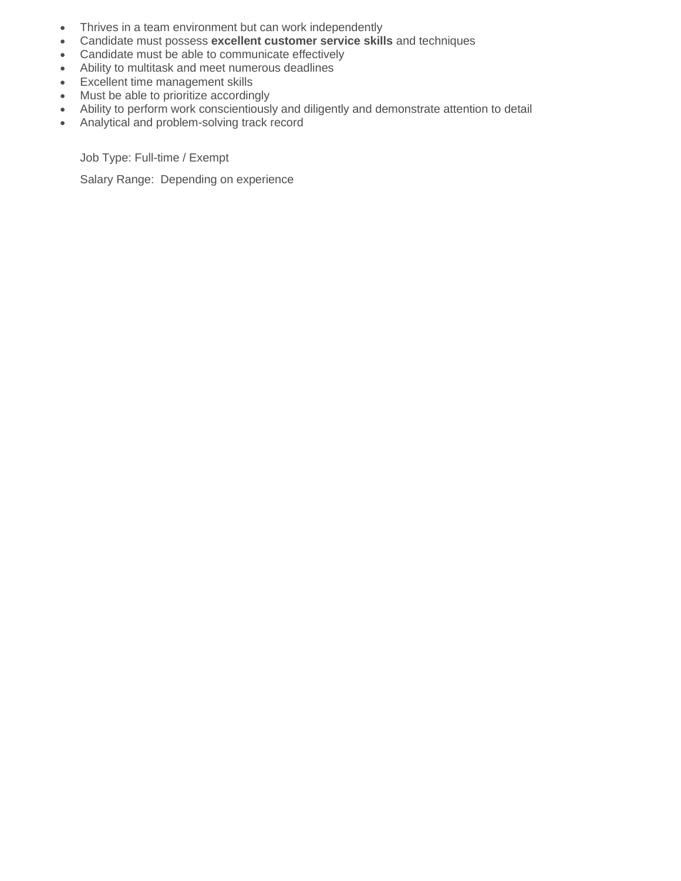- Thrives in a team environment but can work independently
- Candidate must possess **excellent customer service skills** and techniques
- Candidate must be able to communicate effectively
- Ability to multitask and meet numerous deadlines
- Excellent time management skills
- Must be able to prioritize accordingly
- Ability to perform work conscientiously and diligently and demonstrate attention to detail
- Analytical and problem-solving track record

Job Type: Full-time / Exempt

Salary Range: Depending on experience